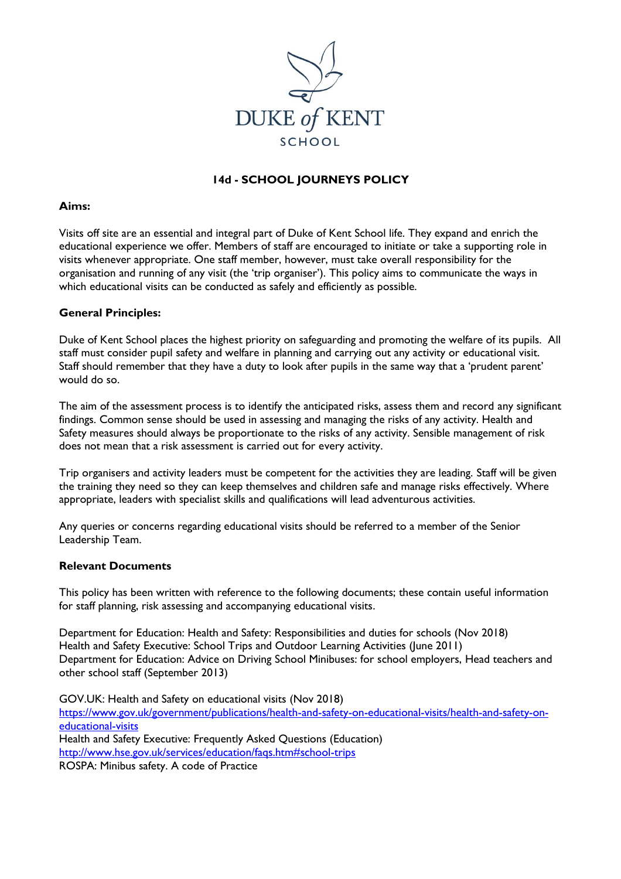DUKE of KENT

SCHOOL

# 14d - SCHOOL JOURNEYS POLICY

**Aims:**

Visits off site are an essential and integral part of Duke of Kent School life. They expand and enrich the educational experience we offer. Members of staff are encouraged to initiate or take a supporting role in visits whenever appropriate. One staff member, however, must take overall responsibility for the organisation and running of any visit (the 'trip organiser'). This policy aims to communicate the ways in which educational visits can be conducted as safely and efficiently as possible.

**General Principles:**

Duke of Kent School places the highest priority on safeguarding and promoting the welfare of its pupils. All staff must consider pupil safety and welfare in planning and carrying out any activity or educational visit. Staff should remember that they have a duty to look after pupils in the same way that a 'prudent parent' would do so.

The aim of the assessment process is to identify the anticipated risks, assess them and record any significant findings. Common sense should be used in assessing and managing the risks of any activity. Health and Safety measures should always be proportionate to the risks of any activity. Sensible management of risk does not mean that a risk assessment is carried out for every activity.

Trip organisers and activity leaders must be competent for the activities they are leading. Staff will be given the training they need so they can keep themselves and children safe and manage risks effectively. Where appropriate, leaders with specialist skills and qualifications will lead adventurous activities.

Any queries or concerns regarding educational visits should be referred to a member of the Senior Leadership Team.

**Relevant Documents**

This policy has been written with reference to the following documents; these contain useful information for staff planning, risk assessing and accompanying educational visits.

Department for Education: Health and Safety: Responsibilities and duties for schools (Nov 2018)
Health and Safety Executive: School Trips and Outdoor Learning Activities (June 2011)
Department for Education: Advice on Driving School Minibuses: for school employers, Head teachers and other school staff (September 2013)

GOV.UK: Health and Safety on educational visits (Nov 2018)
https://www.gov.uk/government/publications/health-and-safety-on-educational-visits/health-and-safety-on-educational-visits
Health and Safety Executive: Frequently Asked Questions (Education)
http://www.hse.gov.uk/services/education/faqs.htm#school-trips
ROSPA: Minibus safety. A code of Practice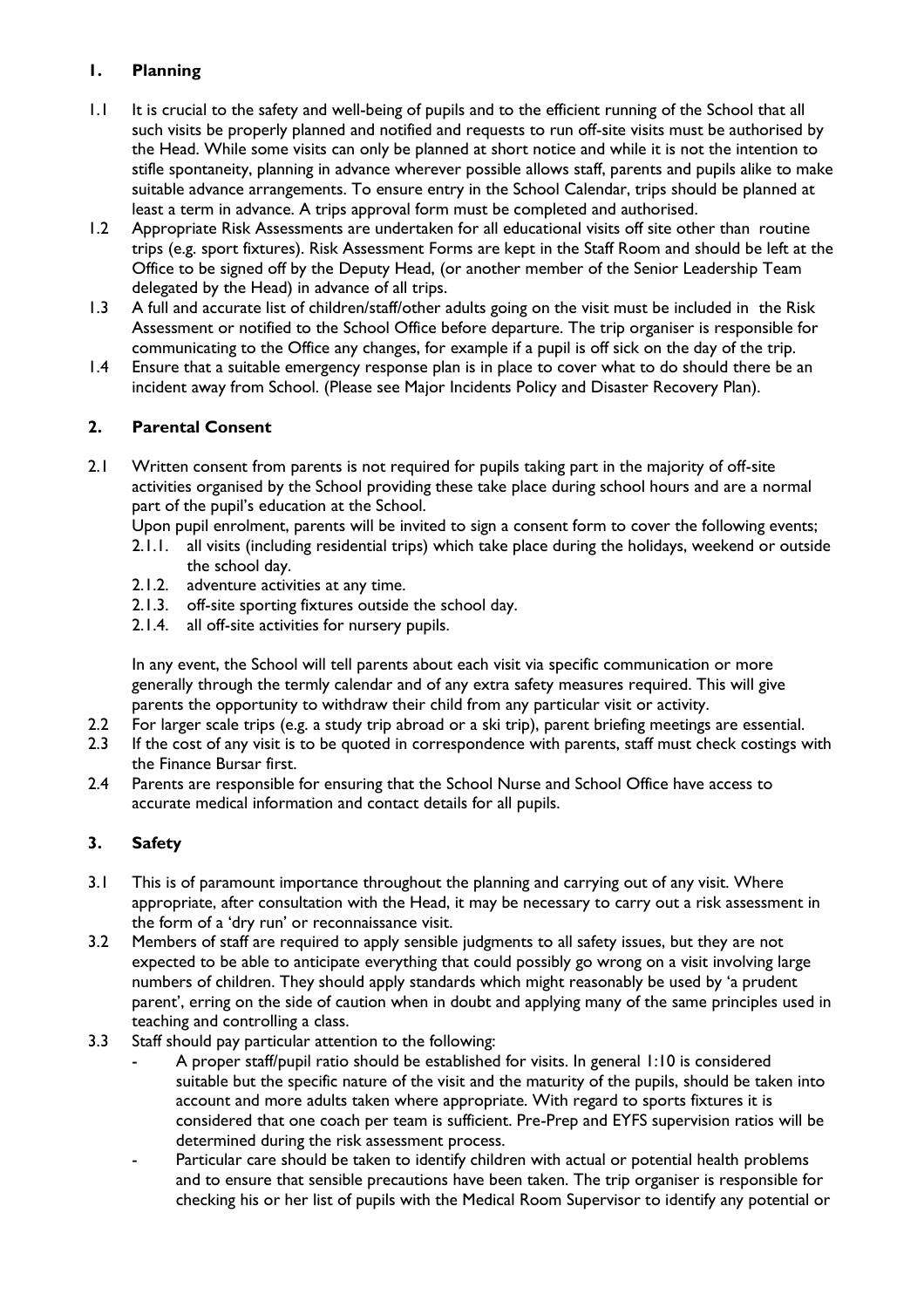## 1. Planning

1.1 It is crucial to the safety and well-being of pupils and to the efficient running of the School that all such visits be properly planned and notified and requests to run off-site visits must be authorised by the Head. While some visits can only be planned at short notice and while it is not the intention to stifle spontaneity, planning in advance wherever possible allows staff, parents and pupils alike to make suitable advance arrangements. To ensure entry in the School Calendar, trips should be planned at least a term in advance. A trips approval form must be completed and authorised.

1.2 Appropriate Risk Assessments are undertaken for all educational visits off site other than routine trips (e.g. sport fixtures). Risk Assessment Forms are kept in the Staff Room and should be left at the Office to be signed off by the Deputy Head, (or another member of the Senior Leadership Team delegated by the Head) in advance of all trips.

1.3 A full and accurate list of children/staff/other adults going on the visit must be included in the Risk Assessment or notified to the School Office before departure. The trip organiser is responsible for communicating to the Office any changes, for example if a pupil is off sick on the day of the trip.

1.4 Ensure that a suitable emergency response plan is in place to cover what to do should there be an incident away from School. (Please see Major Incidents Policy and Disaster Recovery Plan).

## 2. Parental Consent

2.1 Written consent from parents is not required for pupils taking part in the majority of off-site activities organised by the School providing these take place during school hours and are a normal part of the pupil's education at the School.

Upon pupil enrolment, parents will be invited to sign a consent form to cover the following events;

- 2.1.1. all visits (including residential trips) which take place during the holidays, weekend or outside the school day.
- 2.1.2. adventure activities at any time.
- 2.1.3. off-site sporting fixtures outside the school day.
- 2.1.4. all off-site activities for nursery pupils.

In any event, the School will tell parents about each visit via specific communication or more generally through the termly calendar and of any extra safety measures required. This will give parents the opportunity to withdraw their child from any particular visit or activity.

2.2 For larger scale trips (e.g. a study trip abroad or a ski trip), parent briefing meetings are essential.

2.3 If the cost of any visit is to be quoted in correspondence with parents, staff must check costings with the Finance Bursar first.

2.4 Parents are responsible for ensuring that the School Nurse and School Office have access to accurate medical information and contact details for all pupils.

## 3. Safety

3.1 This is of paramount importance throughout the planning and carrying out of any visit. Where appropriate, after consultation with the Head, it may be necessary to carry out a risk assessment in the form of a 'dry run' or reconnaissance visit.

3.2 Members of staff are required to apply sensible judgments to all safety issues, but they are not expected to be able to anticipate everything that could possibly go wrong on a visit involving large numbers of children. They should apply standards which might reasonably be used by 'a prudent parent', erring on the side of caution when in doubt and applying many of the same principles used in teaching and controlling a class.

3.3 Staff should pay particular attention to the following:

- A proper staff/pupil ratio should be established for visits. In general 1:10 is considered suitable but the specific nature of the visit and the maturity of the pupils, should be taken into account and more adults taken where appropriate. With regard to sports fixtures it is considered that one coach per team is sufficient. Pre-Prep and EYFS supervision ratios will be determined during the risk assessment process.
- Particular care should be taken to identify children with actual or potential health problems and to ensure that sensible precautions have been taken. The trip organiser is responsible for checking his or her list of pupils with the Medical Room Supervisor to identify any potential or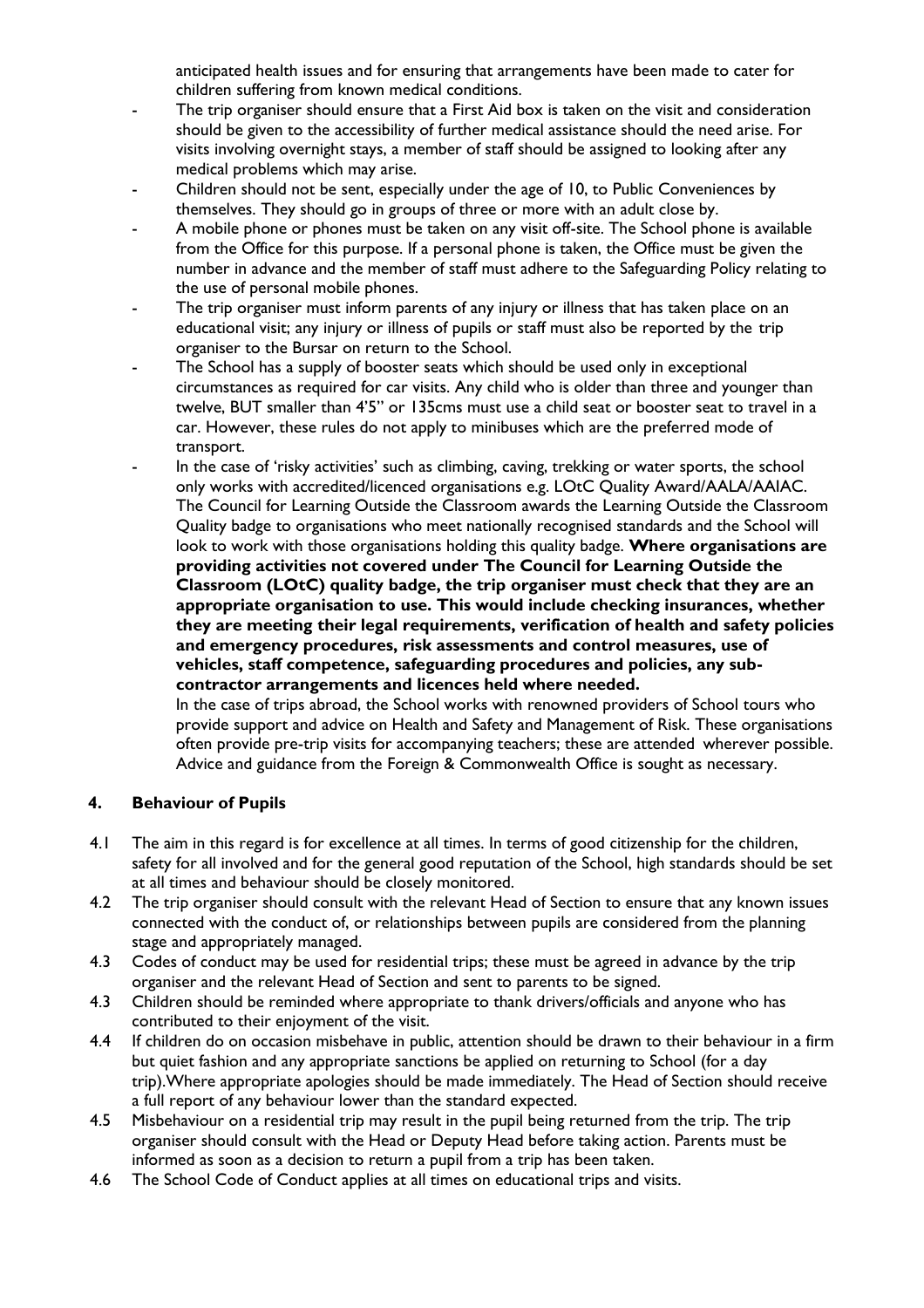anticipated health issues and for ensuring that arrangements have been made to cater for children suffering from known medical conditions.

- The trip organiser should ensure that a First Aid box is taken on the visit and consideration should be given to the accessibility of further medical assistance should the need arise. For visits involving overnight stays, a member of staff should be assigned to looking after any medical problems which may arise.
- Children should not be sent, especially under the age of 10, to Public Conveniences by themselves. They should go in groups of three or more with an adult close by.
- A mobile phone or phones must be taken on any visit off-site. The School phone is available from the Office for this purpose. If a personal phone is taken, the Office must be given the number in advance and the member of staff must adhere to the Safeguarding Policy relating to the use of personal mobile phones.
- The trip organiser must inform parents of any injury or illness that has taken place on an educational visit; any injury or illness of pupils or staff must also be reported by the trip organiser to the Bursar on return to the School.
- The School has a supply of booster seats which should be used only in exceptional circumstances as required for car visits. Any child who is older than three and younger than twelve, BUT smaller than 4'5" or 135cms must use a child seat or booster seat to travel in a car. However, these rules do not apply to minibuses which are the preferred mode of transport.
- In the case of 'risky activities' such as climbing, caving, trekking or water sports, the school only works with accredited/licenced organisations e.g. LOtC Quality Award/AALA/AAIAC. The Council for Learning Outside the Classroom awards the Learning Outside the Classroom Quality badge to organisations who meet nationally recognised standards and the School will look to work with those organisations holding this quality badge. **Where organisations are providing activities not covered under The Council for Learning Outside the Classroom (LOtC) quality badge, the trip organiser must check that they are an appropriate organisation to use. This would include checking insurances, whether they are meeting their legal requirements, verification of health and safety policies and emergency procedures, risk assessments and control measures, use of vehicles, staff competence, safeguarding procedures and policies, any sub-contractor arrangements and licences held where needed.**

  In the case of trips abroad, the School works with renowned providers of School tours who provide support and advice on Health and Safety and Management of Risk. These organisations often provide pre-trip visits for accompanying teachers; these are attended wherever possible. Advice and guidance from the Foreign & Commonwealth Office is sought as necessary.

## 4. Behaviour of Pupils

4.1 The aim in this regard is for excellence at all times. In terms of good citizenship for the children, safety for all involved and for the general good reputation of the School, high standards should be set at all times and behaviour should be closely monitored.

4.2 The trip organiser should consult with the relevant Head of Section to ensure that any known issues connected with the conduct of, or relationships between pupils are considered from the planning stage and appropriately managed.

4.3 Codes of conduct may be used for residential trips; these must be agreed in advance by the trip organiser and the relevant Head of Section and sent to parents to be signed.

4.3 Children should be reminded where appropriate to thank drivers/officials and anyone who has contributed to their enjoyment of the visit.

4.4 If children do on occasion misbehave in public, attention should be drawn to their behaviour in a firm but quiet fashion and any appropriate sanctions be applied on returning to School (for a day trip). Where appropriate apologies should be made immediately. The Head of Section should receive a full report of any behaviour lower than the standard expected.

4.5 Misbehaviour on a residential trip may result in the pupil being returned from the trip. The trip organiser should consult with the Head or Deputy Head before taking action. Parents must be informed as soon as a decision to return a pupil from a trip has been taken.

4.6 The School Code of Conduct applies at all times on educational trips and visits.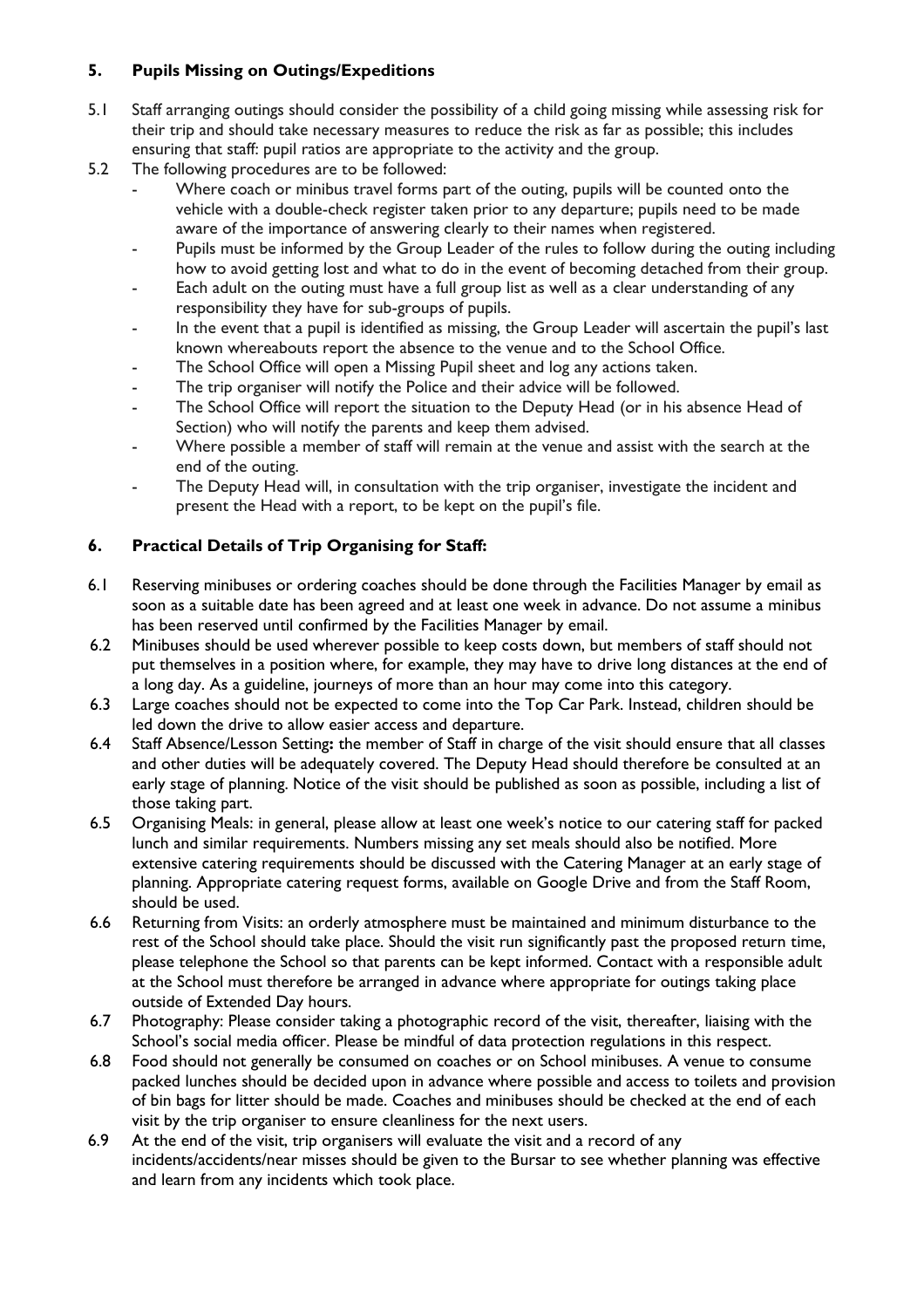## 5. Pupils Missing on Outings/Expeditions

5.1 Staff arranging outings should consider the possibility of a child going missing while assessing risk for their trip and should take necessary measures to reduce the risk as far as possible; this includes ensuring that staff: pupil ratios are appropriate to the activity and the group.

5.2 The following procedures are to be followed:

- Where coach or minibus travel forms part of the outing, pupils will be counted onto the vehicle with a double-check register taken prior to any departure; pupils need to be made aware of the importance of answering clearly to their names when registered.
- Pupils must be informed by the Group Leader of the rules to follow during the outing including how to avoid getting lost and what to do in the event of becoming detached from their group.
- Each adult on the outing must have a full group list as well as a clear understanding of any responsibility they have for sub-groups of pupils.
- In the event that a pupil is identified as missing, the Group Leader will ascertain the pupil's last known whereabouts report the absence to the venue and to the School Office.
- The School Office will open a Missing Pupil sheet and log any actions taken.
- The trip organiser will notify the Police and their advice will be followed.
- The School Office will report the situation to the Deputy Head (or in his absence Head of Section) who will notify the parents and keep them advised.
- Where possible a member of staff will remain at the venue and assist with the search at the end of the outing.
- The Deputy Head will, in consultation with the trip organiser, investigate the incident and present the Head with a report, to be kept on the pupil's file.

## 6. Practical Details of Trip Organising for Staff:

6.1 Reserving minibuses or ordering coaches should be done through the Facilities Manager by email as soon as a suitable date has been agreed and at least one week in advance. Do not assume a minibus has been reserved until confirmed by the Facilities Manager by email.

6.2 Minibuses should be used wherever possible to keep costs down, but members of staff should not put themselves in a position where, for example, they may have to drive long distances at the end of a long day. As a guideline, journeys of more than an hour may come into this category.

6.3 Large coaches should not be expected to come into the Top Car Park. Instead, children should be led down the drive to allow easier access and departure.

6.4 Staff Absence/Lesson Setting**:** the member of Staff in charge of the visit should ensure that all classes and other duties will be adequately covered. The Deputy Head should therefore be consulted at an early stage of planning. Notice of the visit should be published as soon as possible, including a list of those taking part.

6.5 Organising Meals: in general, please allow at least one week's notice to our catering staff for packed lunch and similar requirements. Numbers missing any set meals should also be notified. More extensive catering requirements should be discussed with the Catering Manager at an early stage of planning. Appropriate catering request forms, available on Google Drive and from the Staff Room, should be used.

6.6 Returning from Visits: an orderly atmosphere must be maintained and minimum disturbance to the rest of the School should take place. Should the visit run significantly past the proposed return time, please telephone the School so that parents can be kept informed. Contact with a responsible adult at the School must therefore be arranged in advance where appropriate for outings taking place outside of Extended Day hours.

6.7 Photography: Please consider taking a photographic record of the visit, thereafter, liaising with the School's social media officer. Please be mindful of data protection regulations in this respect.

6.8 Food should not generally be consumed on coaches or on School minibuses. A venue to consume packed lunches should be decided upon in advance where possible and access to toilets and provision of bin bags for litter should be made. Coaches and minibuses should be checked at the end of each visit by the trip organiser to ensure cleanliness for the next users.

6.9 At the end of the visit, trip organisers will evaluate the visit and a record of any incidents/accidents/near misses should be given to the Bursar to see whether planning was effective and learn from any incidents which took place.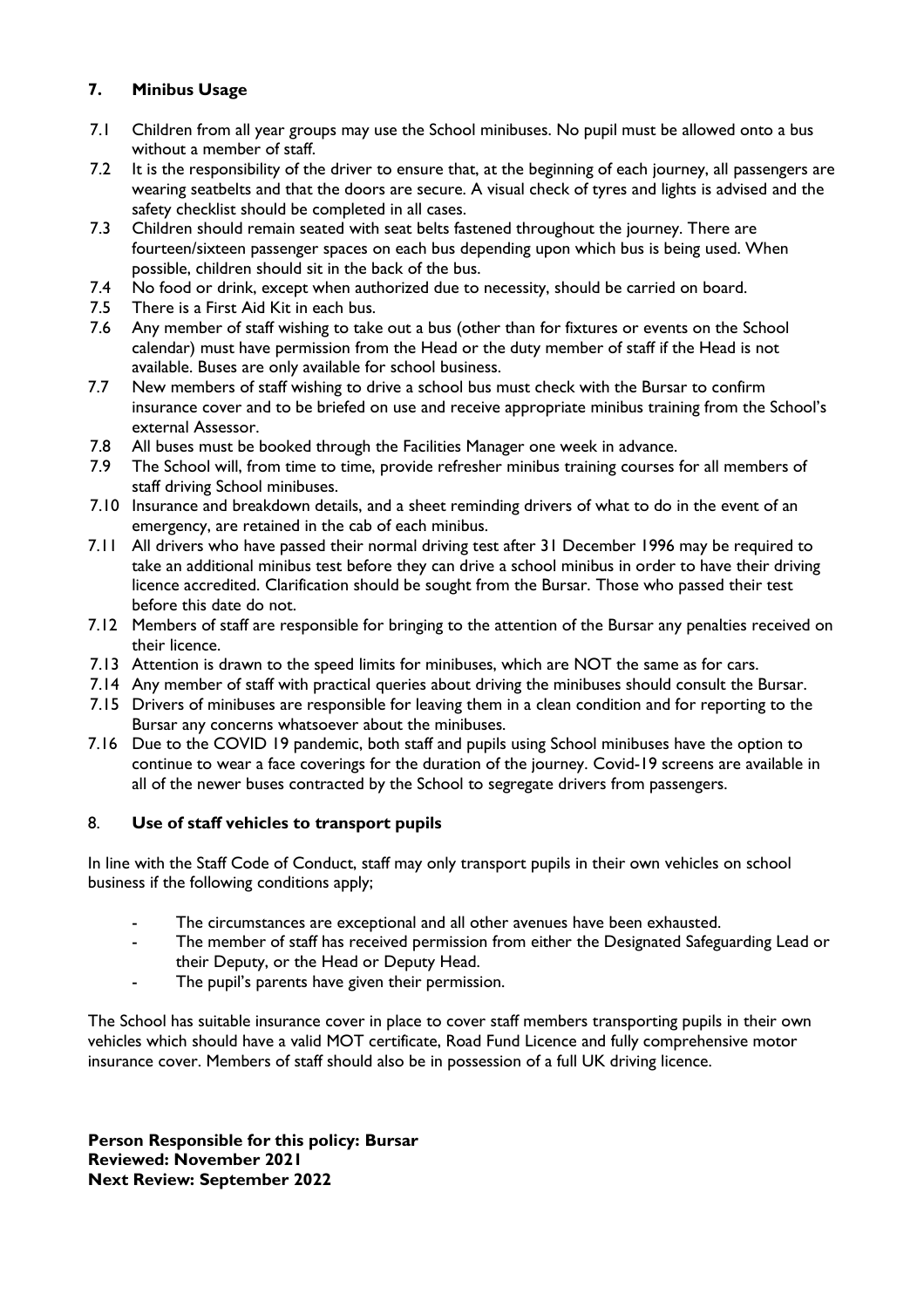## 7. Minibus Usage

7.1 Children from all year groups may use the School minibuses. No pupil must be allowed onto a bus without a member of staff.

7.2 It is the responsibility of the driver to ensure that, at the beginning of each journey, all passengers are wearing seatbelts and that the doors are secure. A visual check of tyres and lights is advised and the safety checklist should be completed in all cases.

7.3 Children should remain seated with seat belts fastened throughout the journey. There are fourteen/sixteen passenger spaces on each bus depending upon which bus is being used. When possible, children should sit in the back of the bus.

7.4 No food or drink, except when authorized due to necessity, should be carried on board.

7.5 There is a First Aid Kit in each bus.

7.6 Any member of staff wishing to take out a bus (other than for fixtures or events on the School calendar) must have permission from the Head or the duty member of staff if the Head is not available. Buses are only available for school business.

7.7 New members of staff wishing to drive a school bus must check with the Bursar to confirm insurance cover and to be briefed on use and receive appropriate minibus training from the School's external Assessor.

7.8 All buses must be booked through the Facilities Manager one week in advance.

7.9 The School will, from time to time, provide refresher minibus training courses for all members of staff driving School minibuses.

7.10 Insurance and breakdown details, and a sheet reminding drivers of what to do in the event of an emergency, are retained in the cab of each minibus.

7.11 All drivers who have passed their normal driving test after 31 December 1996 may be required to take an additional minibus test before they can drive a school minibus in order to have their driving licence accredited. Clarification should be sought from the Bursar. Those who passed their test before this date do not.

7.12 Members of staff are responsible for bringing to the attention of the Bursar any penalties received on their licence.

7.13 Attention is drawn to the speed limits for minibuses, which are NOT the same as for cars.

7.14 Any member of staff with practical queries about driving the minibuses should consult the Bursar.

7.15 Drivers of minibuses are responsible for leaving them in a clean condition and for reporting to the Bursar any concerns whatsoever about the minibuses.

7.16 Due to the COVID 19 pandemic, both staff and pupils using School minibuses have the option to continue to wear a face coverings for the duration of the journey. Covid-19 screens are available in all of the newer buses contracted by the School to segregate drivers from passengers.

## 8. Use of staff vehicles to transport pupils

In line with the Staff Code of Conduct, staff may only transport pupils in their own vehicles on school business if the following conditions apply;

- The circumstances are exceptional and all other avenues have been exhausted.
- The member of staff has received permission from either the Designated Safeguarding Lead or their Deputy, or the Head or Deputy Head.
- The pupil's parents have given their permission.

The School has suitable insurance cover in place to cover staff members transporting pupils in their own vehicles which should have a valid MOT certificate, Road Fund Licence and fully comprehensive motor insurance cover. Members of staff should also be in possession of a full UK driving licence.

**Person Responsible for this policy: Bursar**
**Reviewed: November 2021**
**Next Review: September 2022**